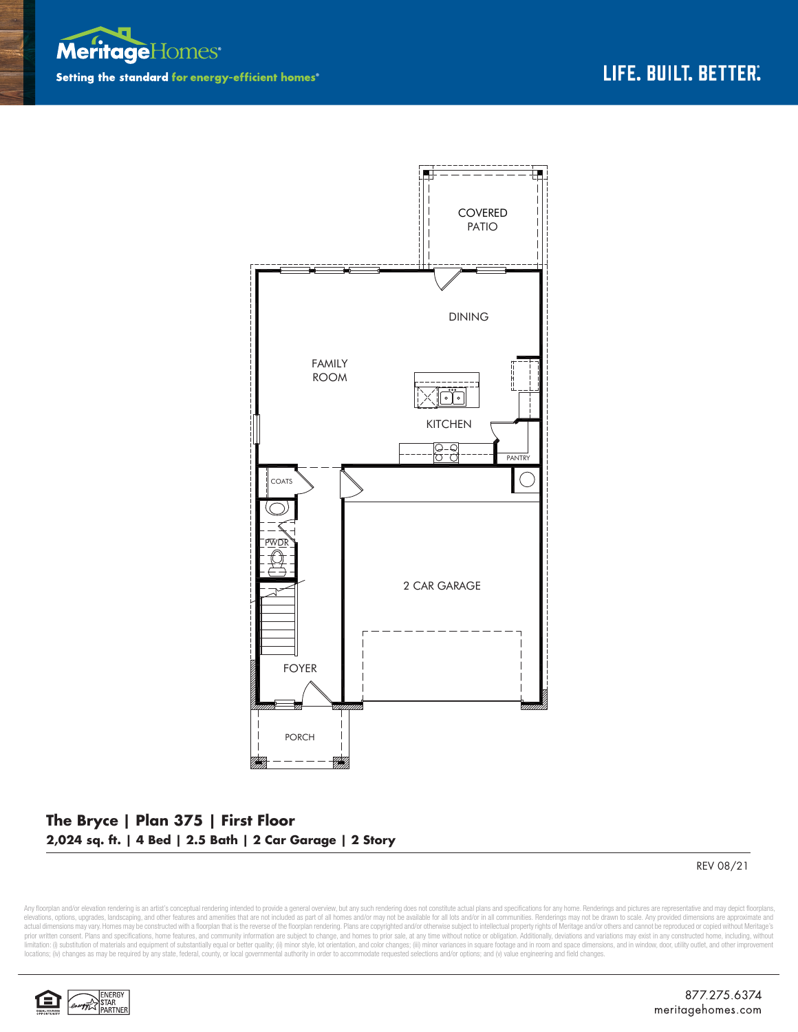Meritage Homes

Setting the standard for energy-efficient homes®

LIFE. BUILT. BETTER.®

COVERED PATIO

DINING

FAMILY ROOM

KITCHEN

PANTRY

COATS

PWDR

2 CAR GARAGE

FOYER

PORCH

**The Bryce | Plan 375 | First Floor**

**2,024 sq. ft. | 4 Bed | 2.5 Bath | 2 Car Garage | 2 Story**

REV 08/21

Any floorplan and/or elevation rendering is an artist's conceptual rendering intended to provide a general overview, but any such rendering does not constitute actual plans and specifications for any home. Renderings and pictures are representative and may depict floorplans, elevations, options, upgrades, landscaping, and other features and amenities that are not included as part of all homes and/or may not be available for all lots and/or in all communities. Renderings may not be drawn to scale. Any provided dimensions are approximate and actual dimensions may vary. Homes may be constructed with a floorplan that is the reverse of the floorplan rendering. Plans are copyrighted and/or otherwise subject to intellectual property rights of Meritage and/or others and cannot be reproduced or copied without Meritage's prior written consent. Plans and specifications, home features, and community information are subject to change, and homes to prior sale, at any time without notice or obligation. Additionally, deviations and variations may exist in any constructed home, including, without limitation: (i) substitution of materials and equipment of substantially equal or better quality; (ii) minor style, lot orientation, and color changes; (iii) minor variances in square footage and in room and space dimensions, and in window, door, utility outlet, and other improvement locations; (iv) changes as may be required by any state, federal, county, or local governmental authority in order to accommodate requested selections and/or options; and (v) value engineering and field changes.

ENERGY STAR PARTNER

877.275.6374
meritagehomes.com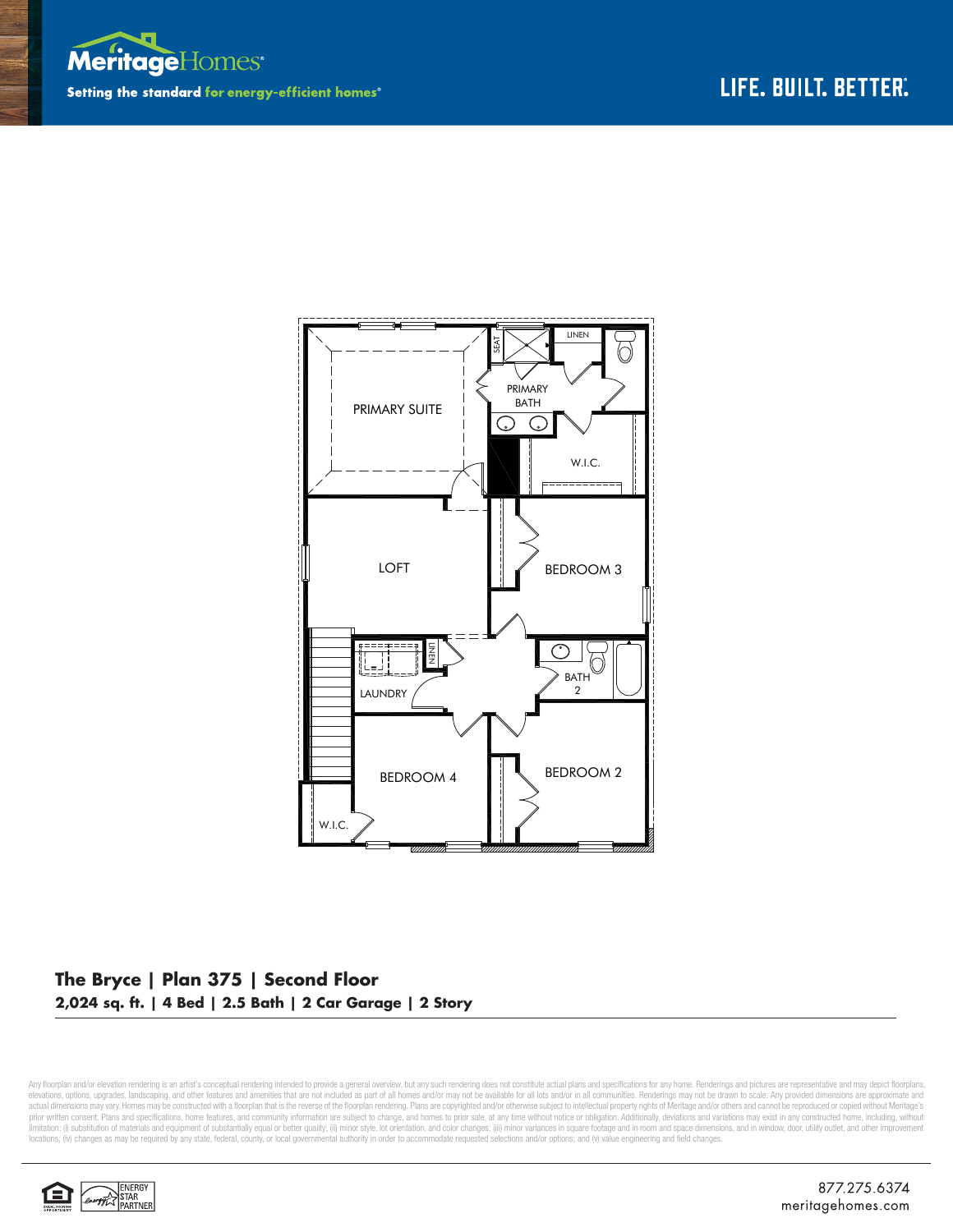Meritage Homes

Setting the standard for energy-efficient homes®

LIFE. BUILT. BETTER.®

PRIMARY SUITE

SEAT

LINEN

PRIMARY BATH

W.I.C.

LOFT

BEDROOM 3

LINEN

LAUNDRY

BATH 2

BEDROOM 4

BEDROOM 2

W.I.C.

**The Bryce | Plan 375 | Second Floor**

**2,024 sq. ft. | 4 Bed | 2.5 Bath | 2 Car Garage | 2 Story**

Any floorplan and/or elevation rendering is an artist's conceptual rendering intended to provide a general overview, but any such rendering does not constitute actual plans and specifications for any home. Renderings and pictures are representative and may depict floorplans, elevations, options, upgrades, landscaping, and other features and amenities that are not included as part of all homes and/or may not be available for all lots and/or in all communities. Renderings may not be drawn to scale. Any provided dimensions are approximate and actual dimensions may vary. Homes may be constructed with a floorplan that is the reverse of the floorplan rendering. Plans are copyrighted and/or otherwise subject to intellectual property rights of Meritage and/or others and cannot be reproduced or copied without Meritage's prior written consent. Plans and specifications, home features, and community information are subject to change, and homes to prior sale, at any time without notice or obligation. Additionally, deviations and variations may exist in any constructed home, including, without limitation: (i) substitution of materials and equipment of substantially equal or better quality; (ii) minor style, lot orientation, and color changes; (iii) minor variances in square footage and in room and space dimensions, and in window, door, utility outlet, and other improvement locations; (iv) changes as may be required by any state, federal, county, or local governmental authority in order to accommodate requested selections and/or options; and (v) value engineering and field changes.

ENERGY STAR PARTNER

877.275.6374
meritagehomes.com